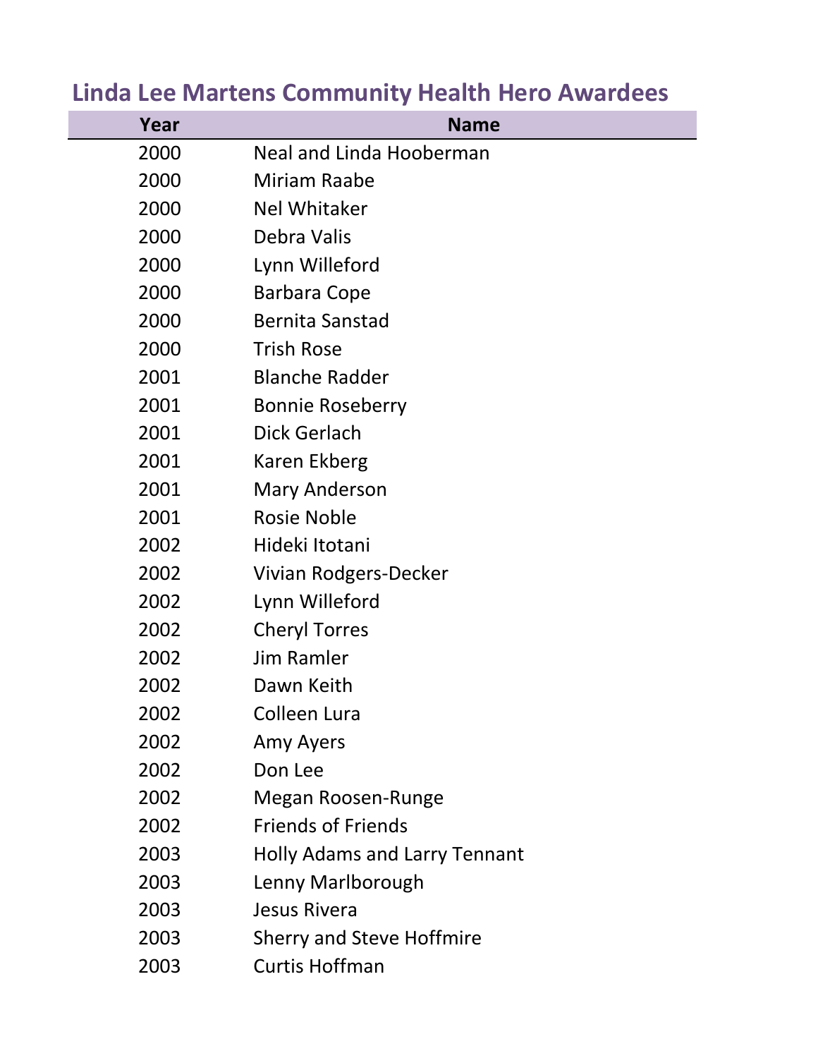# Linda Lee Martens Community Health Hero Awardees

| Year | Name |
| --- | --- |
| 2000 | Neal and Linda Hooberman |
| 2000 | Miriam Raabe |
| 2000 | Nel Whitaker |
| 2000 | Debra Valis |
| 2000 | Lynn Willeford |
| 2000 | Barbara Cope |
| 2000 | Bernita Sanstad |
| 2000 | Trish Rose |
| 2001 | Blanche Radder |
| 2001 | Bonnie Roseberry |
| 2001 | Dick Gerlach |
| 2001 | Karen Ekberg |
| 2001 | Mary Anderson |
| 2001 | Rosie Noble |
| 2002 | Hideki Itotani |
| 2002 | Vivian Rodgers-Decker |
| 2002 | Lynn Willeford |
| 2002 | Cheryl Torres |
| 2002 | Jim Ramler |
| 2002 | Dawn Keith |
| 2002 | Colleen Lura |
| 2002 | Amy Ayers |
| 2002 | Don Lee |
| 2002 | Megan Roosen-Runge |
| 2002 | Friends of Friends |
| 2003 | Holly Adams and Larry Tennant |
| 2003 | Lenny Marlborough |
| 2003 | Jesus Rivera |
| 2003 | Sherry and Steve Hoffmire |
| 2003 | Curtis Hoffman |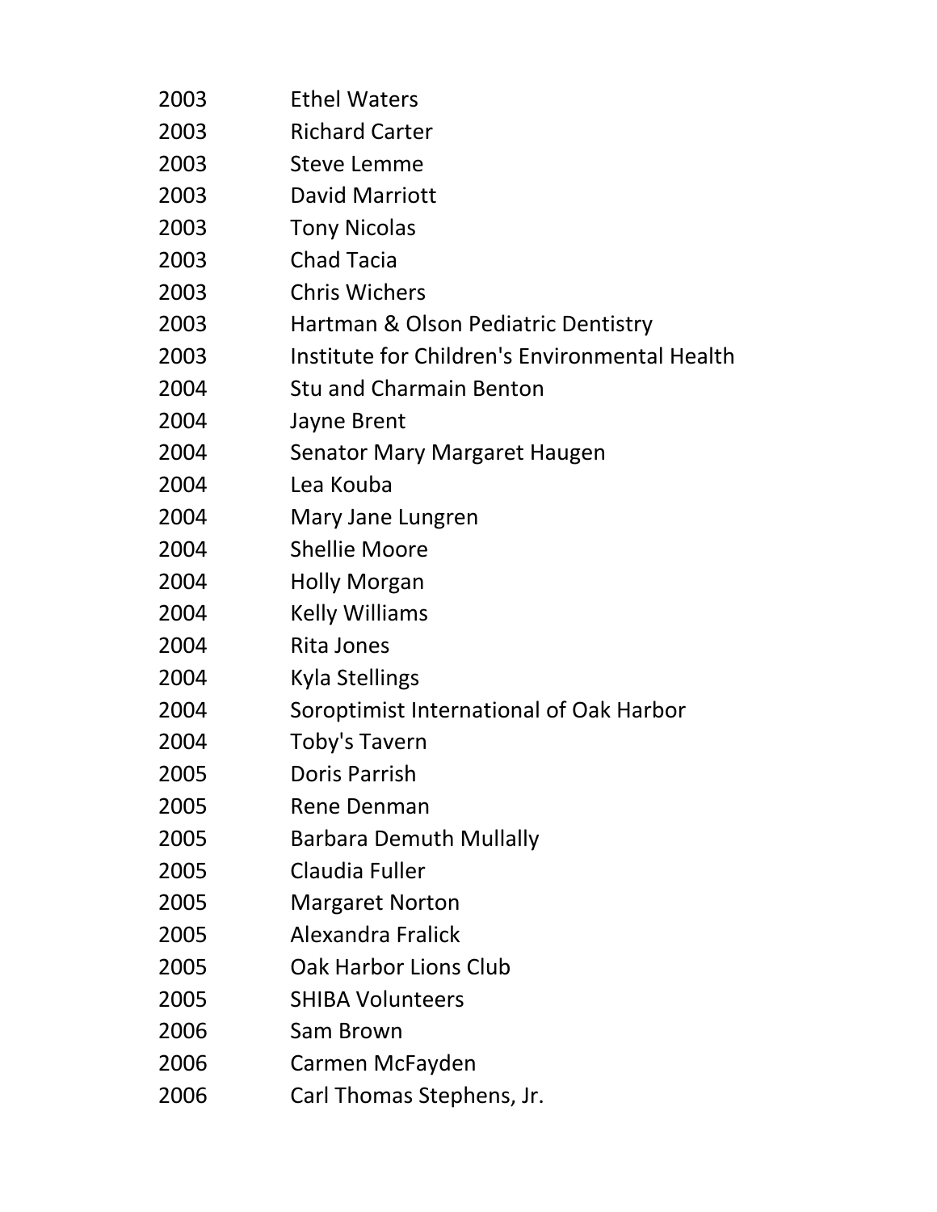| | |
|---|---|
| 2003 | Ethel Waters |
| 2003 | Richard Carter |
| 2003 | Steve Lemme |
| 2003 | David Marriott |
| 2003 | Tony Nicolas |
| 2003 | Chad Tacia |
| 2003 | Chris Wichers |
| 2003 | Hartman & Olson Pediatric Dentistry |
| 2003 | Institute for Children's Environmental Health |
| 2004 | Stu and Charmain Benton |
| 2004 | Jayne Brent |
| 2004 | Senator Mary Margaret Haugen |
| 2004 | Lea Kouba |
| 2004 | Mary Jane Lungren |
| 2004 | Shellie Moore |
| 2004 | Holly Morgan |
| 2004 | Kelly Williams |
| 2004 | Rita Jones |
| 2004 | Kyla Stellings |
| 2004 | Soroptimist International of Oak Harbor |
| 2004 | Toby's Tavern |
| 2005 | Doris Parrish |
| 2005 | Rene Denman |
| 2005 | Barbara Demuth Mullally |
| 2005 | Claudia Fuller |
| 2005 | Margaret Norton |
| 2005 | Alexandra Fralick |
| 2005 | Oak Harbor Lions Club |
| 2005 | SHIBA Volunteers |
| 2006 | Sam Brown |
| 2006 | Carmen McFayden |
| 2006 | Carl Thomas Stephens, Jr. |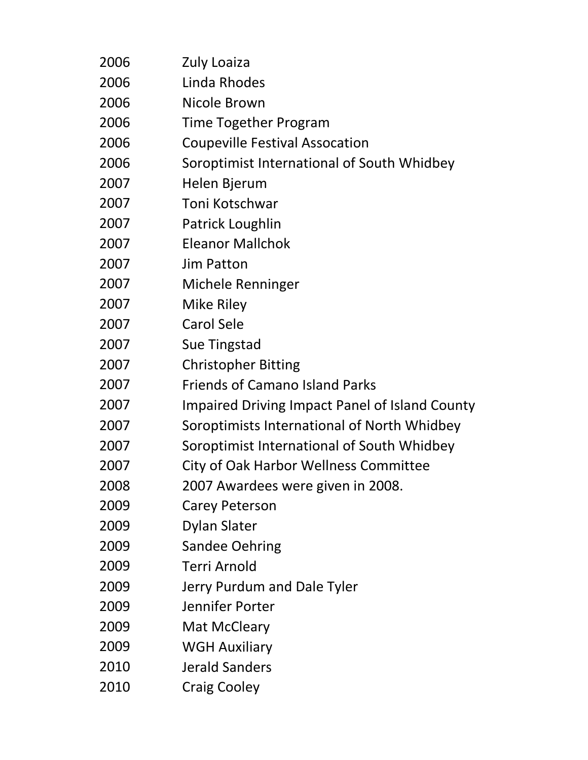| | |
|---|---|
| 2006 | Zuly Loaiza |
| 2006 | Linda Rhodes |
| 2006 | Nicole Brown |
| 2006 | Time Together Program |
| 2006 | Coupeville Festival Assocation |
| 2006 | Soroptimist International of South Whidbey |
| 2007 | Helen Bjerum |
| 2007 | Toni Kotschwar |
| 2007 | Patrick Loughlin |
| 2007 | Eleanor Mallchok |
| 2007 | Jim Patton |
| 2007 | Michele Renninger |
| 2007 | Mike Riley |
| 2007 | Carol Sele |
| 2007 | Sue Tingstad |
| 2007 | Christopher Bitting |
| 2007 | Friends of Camano Island Parks |
| 2007 | Impaired Driving Impact Panel of Island County |
| 2007 | Soroptimists International of North Whidbey |
| 2007 | Soroptimist International of South Whidbey |
| 2007 | City of Oak Harbor Wellness Committee |
| 2008 | 2007 Awardees were given in 2008. |
| 2009 | Carey Peterson |
| 2009 | Dylan Slater |
| 2009 | Sandee Oehring |
| 2009 | Terri Arnold |
| 2009 | Jerry Purdum and Dale Tyler |
| 2009 | Jennifer Porter |
| 2009 | Mat McCleary |
| 2009 | WGH Auxiliary |
| 2010 | Jerald Sanders |
| 2010 | Craig Cooley |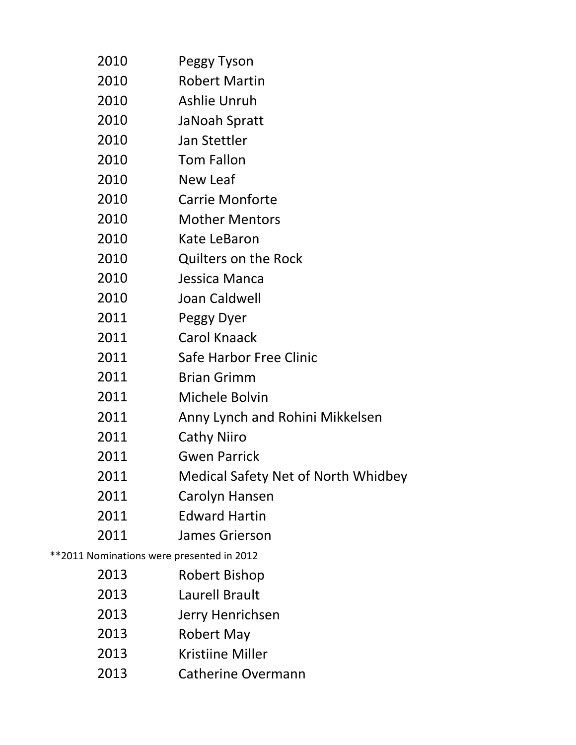| | |
|---|---|
| 2010 | Peggy Tyson |
| 2010 | Robert Martin |
| 2010 | Ashlie Unruh |
| 2010 | JaNoah Spratt |
| 2010 | Jan Stettler |
| 2010 | Tom Fallon |
| 2010 | New Leaf |
| 2010 | Carrie Monforte |
| 2010 | Mother Mentors |
| 2010 | Kate LeBaron |
| 2010 | Quilters on the Rock |
| 2010 | Jessica Manca |
| 2010 | Joan Caldwell |
| 2011 | Peggy Dyer |
| 2011 | Carol Knaack |
| 2011 | Safe Harbor Free Clinic |
| 2011 | Brian Grimm |
| 2011 | Michele Bolvin |
| 2011 | Anny Lynch and Rohini Mikkelsen |
| 2011 | Cathy Niiro |
| 2011 | Gwen Parrick |
| 2011 | Medical Safety Net of North Whidbey |
| 2011 | Carolyn Hansen |
| 2011 | Edward Hartin |
| 2011 | James Grierson |

**2011 Nominations were presented in 2012

| | |
|---|---|
| 2013 | Robert Bishop |
| 2013 | Laurell Brault |
| 2013 | Jerry Henrichsen |
| 2013 | Robert May |
| 2013 | Kristiine Miller |
| 2013 | Catherine Overmann |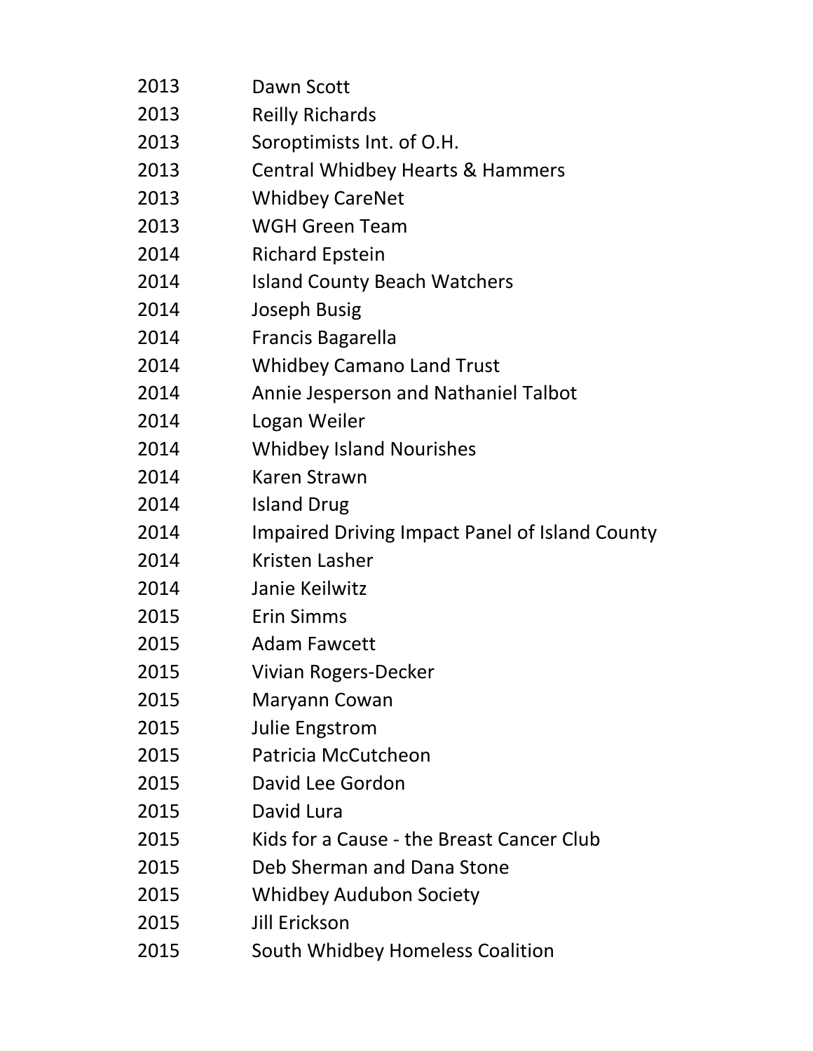| | |
|---|---|
| 2013 | Dawn Scott |
| 2013 | Reilly Richards |
| 2013 | Soroptimists Int. of O.H. |
| 2013 | Central Whidbey Hearts & Hammers |
| 2013 | Whidbey CareNet |
| 2013 | WGH Green Team |
| 2014 | Richard Epstein |
| 2014 | Island County Beach Watchers |
| 2014 | Joseph Busig |
| 2014 | Francis Bagarella |
| 2014 | Whidbey Camano Land Trust |
| 2014 | Annie Jesperson and Nathaniel Talbot |
| 2014 | Logan Weiler |
| 2014 | Whidbey Island Nourishes |
| 2014 | Karen Strawn |
| 2014 | Island Drug |
| 2014 | Impaired Driving Impact Panel of Island County |
| 2014 | Kristen Lasher |
| 2014 | Janie Keilwitz |
| 2015 | Erin Simms |
| 2015 | Adam Fawcett |
| 2015 | Vivian Rogers-Decker |
| 2015 | Maryann Cowan |
| 2015 | Julie Engstrom |
| 2015 | Patricia McCutcheon |
| 2015 | David Lee Gordon |
| 2015 | David Lura |
| 2015 | Kids for a Cause - the Breast Cancer Club |
| 2015 | Deb Sherman and Dana Stone |
| 2015 | Whidbey Audubon Society |
| 2015 | Jill Erickson |
| 2015 | South Whidbey Homeless Coalition |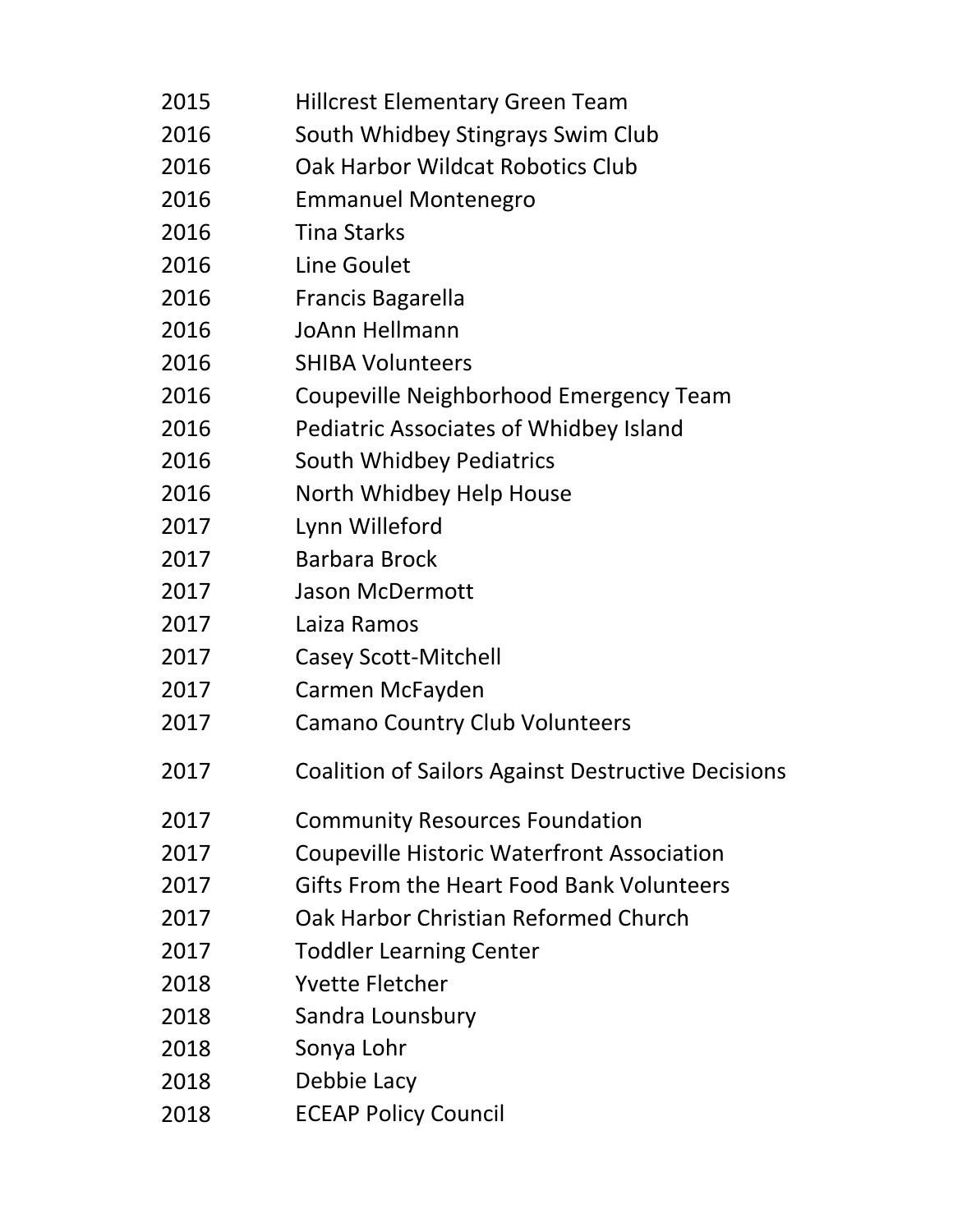| | |
|---|---|
| 2015 | Hillcrest Elementary Green Team |
| 2016 | South Whidbey Stingrays Swim Club |
| 2016 | Oak Harbor Wildcat Robotics Club |
| 2016 | Emmanuel Montenegro |
| 2016 | Tina Starks |
| 2016 | Line Goulet |
| 2016 | Francis Bagarella |
| 2016 | JoAnn Hellmann |
| 2016 | SHIBA Volunteers |
| 2016 | Coupeville Neighborhood Emergency Team |
| 2016 | Pediatric Associates of Whidbey Island |
| 2016 | South Whidbey Pediatrics |
| 2016 | North Whidbey Help House |
| 2017 | Lynn Willeford |
| 2017 | Barbara Brock |
| 2017 | Jason McDermott |
| 2017 | Laiza Ramos |
| 2017 | Casey Scott-Mitchell |
| 2017 | Carmen McFayden |
| 2017 | Camano Country Club Volunteers |
| 2017 | Coalition of Sailors Against Destructive Decisions |
| 2017 | Community Resources Foundation |
| 2017 | Coupeville Historic Waterfront Association |
| 2017 | Gifts From the Heart Food Bank Volunteers |
| 2017 | Oak Harbor Christian Reformed Church |
| 2017 | Toddler Learning Center |
| 2018 | Yvette Fletcher |
| 2018 | Sandra Lounsbury |
| 2018 | Sonya Lohr |
| 2018 | Debbie Lacy |
| 2018 | ECEAP Policy Council |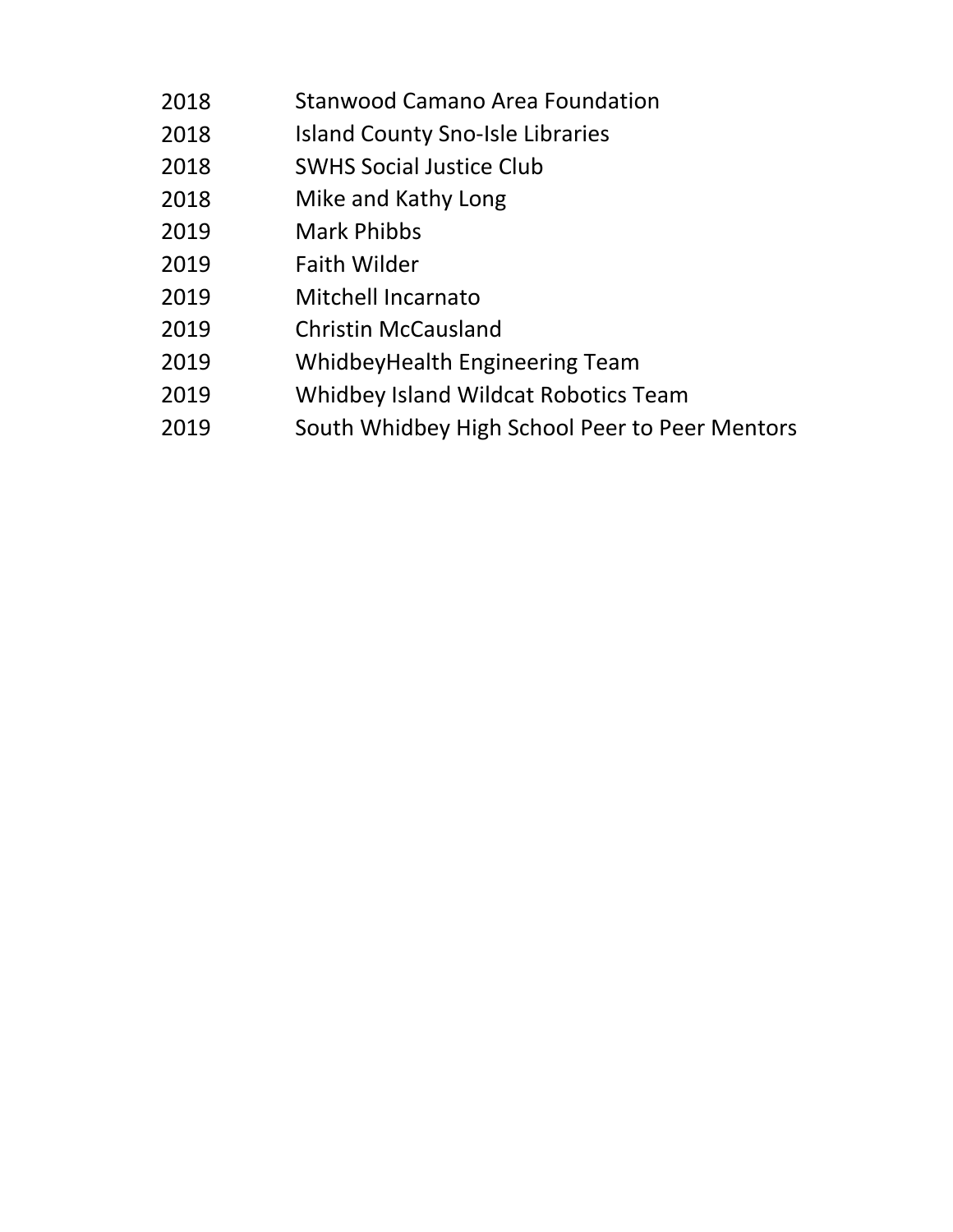| | |
|---|---|
| 2018 | Stanwood Camano Area Foundation |
| 2018 | Island County Sno-Isle Libraries |
| 2018 | SWHS Social Justice Club |
| 2018 | Mike and Kathy Long |
| 2019 | Mark Phibbs |
| 2019 | Faith Wilder |
| 2019 | Mitchell Incarnato |
| 2019 | Christin McCausland |
| 2019 | WhidbeyHealth Engineering Team |
| 2019 | Whidbey Island Wildcat Robotics Team |
| 2019 | South Whidbey High School Peer to Peer Mentors |